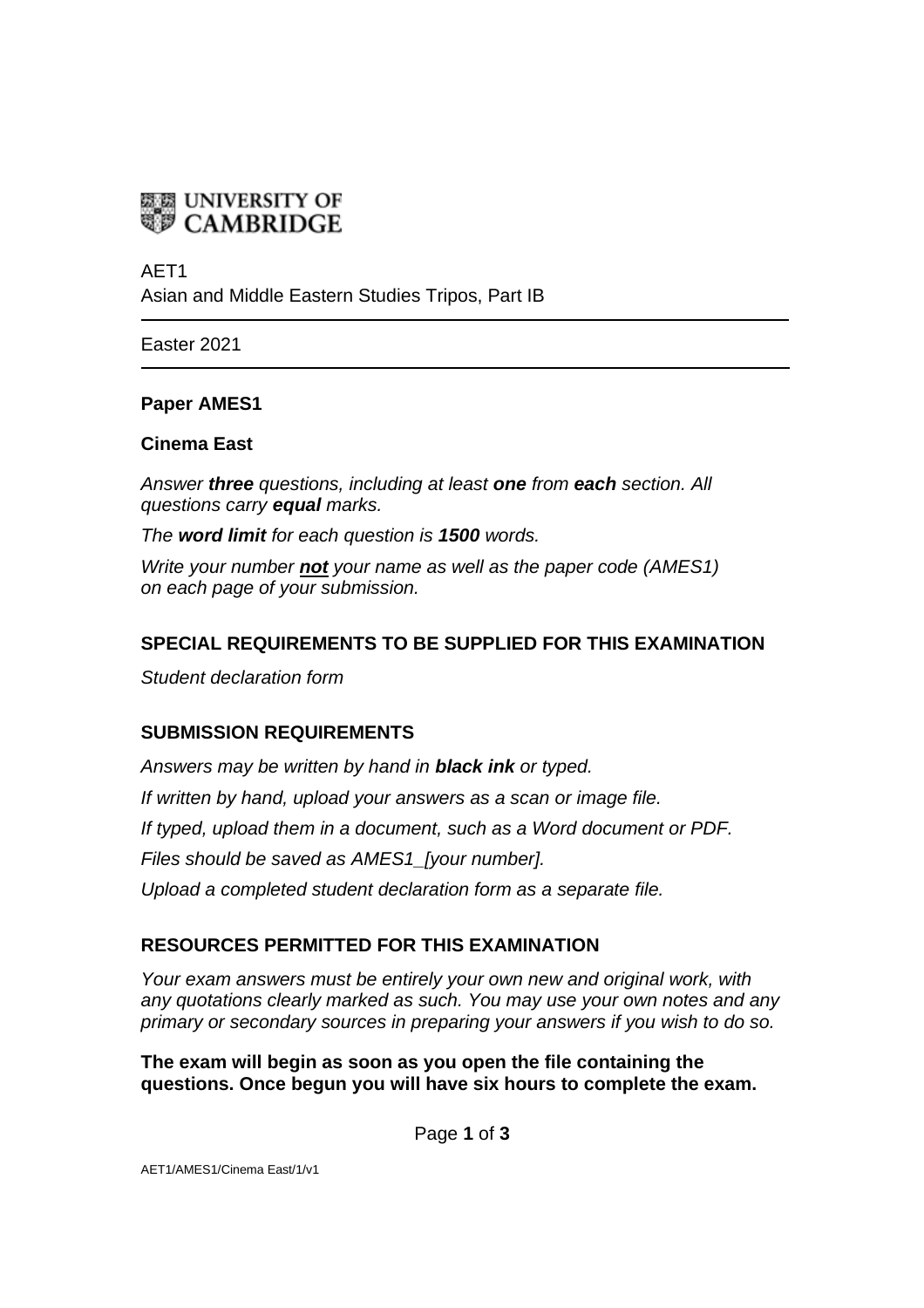UNIVERSITY OF CAMBRIDGE

AET1
Asian and Middle Eastern Studies Tripos, Part IB

Easter 2021

**Paper AMES1**

**Cinema East**

*Answer **three** questions, including at least **one** from **each** section. All questions carry **equal** marks.*

*The **word limit** for each question is **1500** words.*

*Write your number **not** your name as well as the paper code (AMES1) on each page of your submission.*

## SPECIAL REQUIREMENTS TO BE SUPPLIED FOR THIS EXAMINATION

*Student declaration form*

## SUBMISSION REQUIREMENTS

*Answers may be written by hand in **black ink** or typed.*

*If written by hand, upload your answers as a scan or image file.*

*If typed, upload them in a document, such as a Word document or PDF.*

*Files should be saved as AMES1_[your number].*

*Upload a completed student declaration form as a separate file.*

## RESOURCES PERMITTED FOR THIS EXAMINATION

*Your exam answers must be entirely your own new and original work, with any quotations clearly marked as such. You may use your own notes and any primary or secondary sources in preparing your answers if you wish to do so.*

**The exam will begin as soon as you open the file containing the questions. Once begun you will have six hours to complete the exam.**

AET1/AMES1/Cinema East/1/v1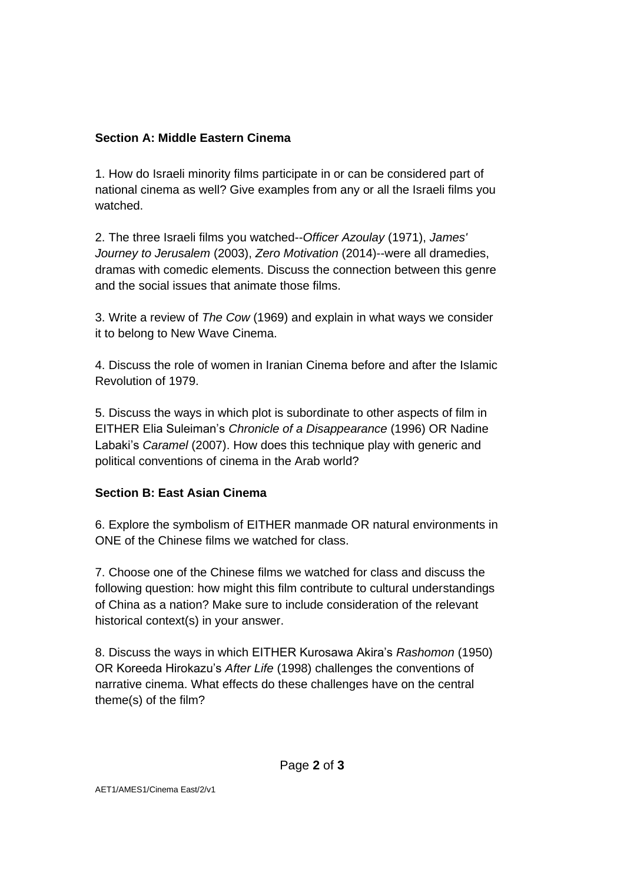**Section A: Middle Eastern Cinema**

1. How do Israeli minority films participate in or can be considered part of national cinema as well? Give examples from any or all the Israeli films you watched.

2. The three Israeli films you watched--*Officer Azoulay* (1971), *James' Journey to Jerusalem* (2003), *Zero Motivation* (2014)--were all dramedies, dramas with comedic elements. Discuss the connection between this genre and the social issues that animate those films.

3. Write a review of *The Cow* (1969) and explain in what ways we consider it to belong to New Wave Cinema.

4. Discuss the role of women in Iranian Cinema before and after the Islamic Revolution of 1979.

5. Discuss the ways in which plot is subordinate to other aspects of film in EITHER Elia Suleiman's *Chronicle of a Disappearance* (1996) OR Nadine Labaki's *Caramel* (2007). How does this technique play with generic and political conventions of cinema in the Arab world?

**Section B: East Asian Cinema**

6. Explore the symbolism of EITHER manmade OR natural environments in ONE of the Chinese films we watched for class.

7. Choose one of the Chinese films we watched for class and discuss the following question: how might this film contribute to cultural understandings of China as a nation? Make sure to include consideration of the relevant historical context(s) in your answer.

8. Discuss the ways in which EITHER Kurosawa Akira's *Rashomon* (1950) OR Koreeda Hirokazu's *After Life* (1998) challenges the conventions of narrative cinema. What effects do these challenges have on the central theme(s) of the film?

AET1/AMES1/Cinema East/2/v1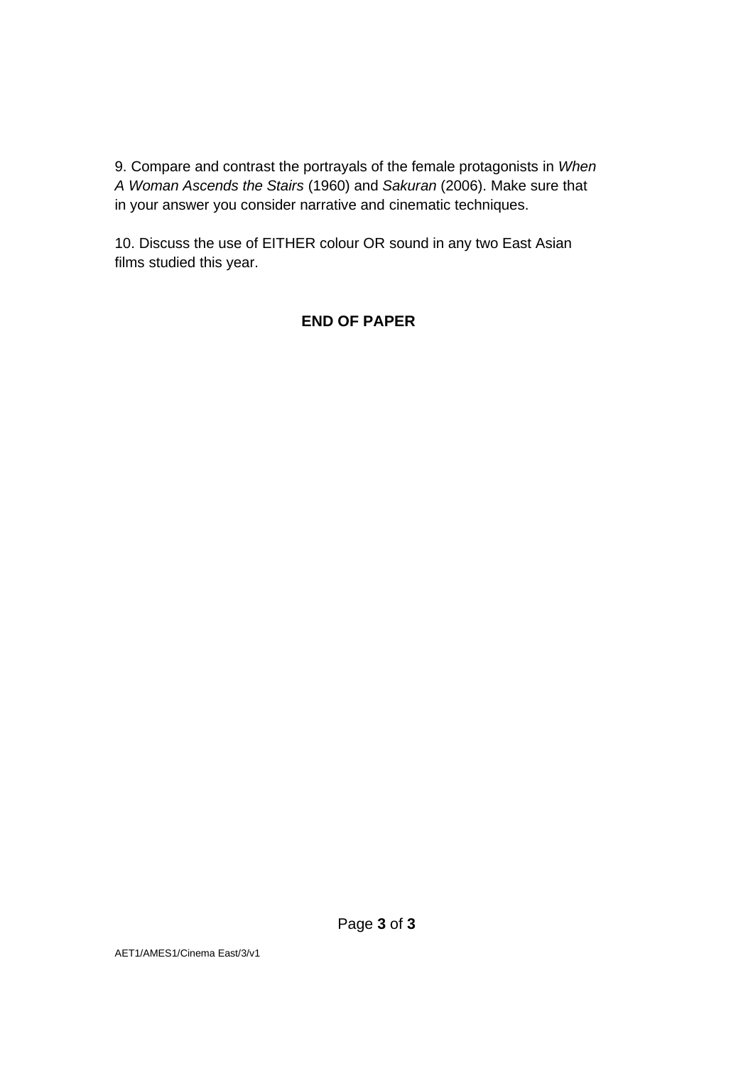9. Compare and contrast the portrayals of the female protagonists in *When A Woman Ascends the Stairs* (1960) and *Sakuran* (2006). Make sure that in your answer you consider narrative and cinematic techniques.

10. Discuss the use of EITHER colour OR sound in any two East Asian films studied this year.

**END OF PAPER**